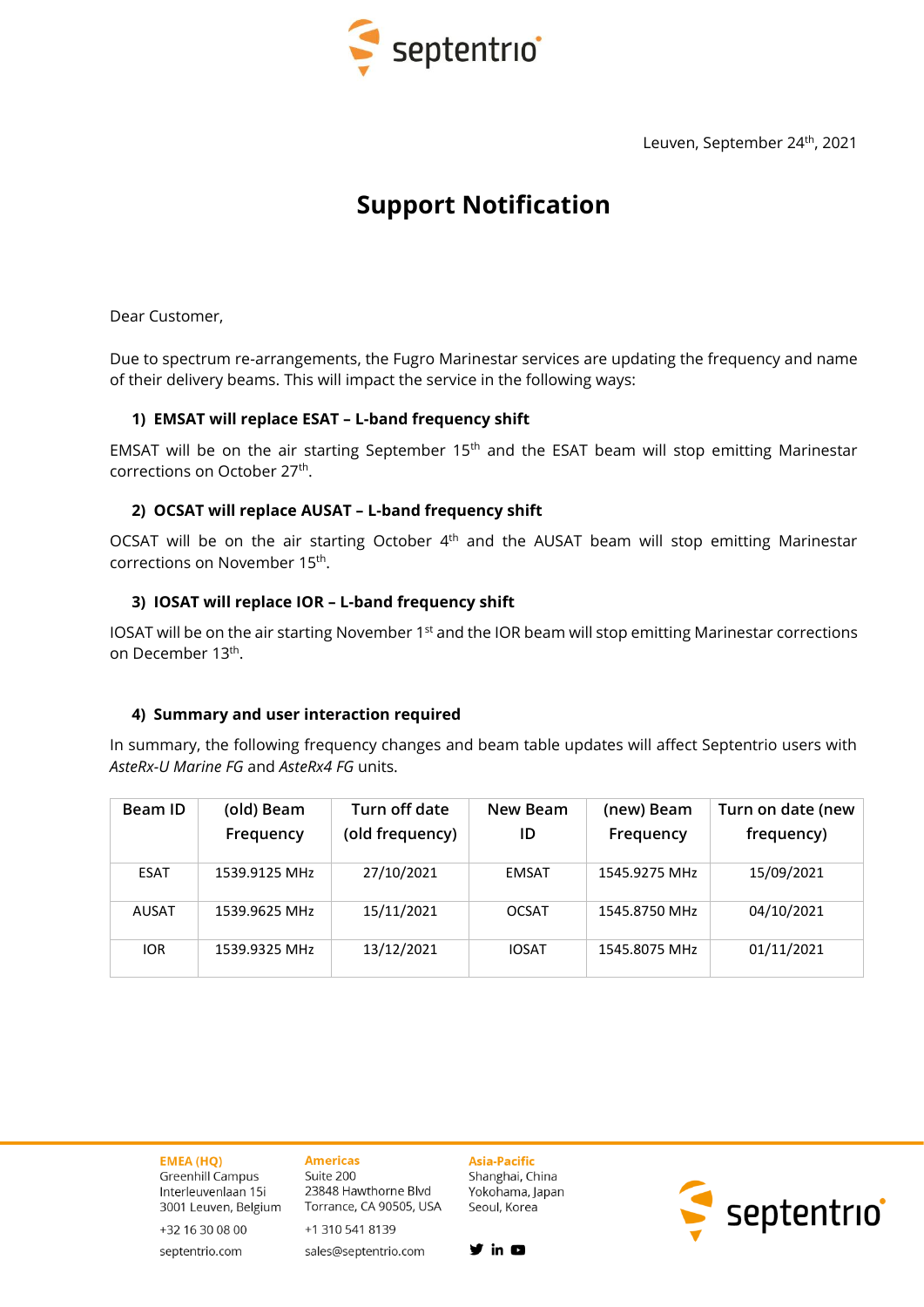Leuven, September 24th, 2021

# Support Notification

Dear Customer,

Due to spectrum re-arrangements, the Fugro Marinestar services are updating the frequency and name of their delivery beams. This will impact the service in the following ways:

### 1) EMSAT will replace ESAT – L-band frequency shift

EMSAT will be on the air starting September 15th and the ESAT beam will stop emitting Marinestar corrections on October 27th.

### 2) OCSAT will replace AUSAT – L-band frequency shift

OCSAT will be on the air starting October 4th and the AUSAT beam will stop emitting Marinestar corrections on November 15th.

### 3) IOSAT will replace IOR – L-band frequency shift

IOSAT will be on the air starting November 1st and the IOR beam will stop emitting Marinestar corrections on December 13th.

### 4) Summary and user interaction required

In summary, the following frequency changes and beam table updates will affect Septentrio users with *AsteRx-U Marine FG* and *AsteRx4 FG* units.

| Beam ID | (old) Beam Frequency | Turn off date (old frequency) | New Beam ID | (new) Beam Frequency | Turn on date (new frequency) |
|---|---|---|---|---|---|
| ESAT | 1539.9125 MHz | 27/10/2021 | EMSAT | 1545.9275 MHz | 15/09/2021 |
| AUSAT | 1539.9625 MHz | 15/11/2021 | OCSAT | 1545.8750 MHz | 04/10/2021 |
| IOR | 1539.9325 MHz | 13/12/2021 | IOSAT | 1545.8075 MHz | 01/11/2021 |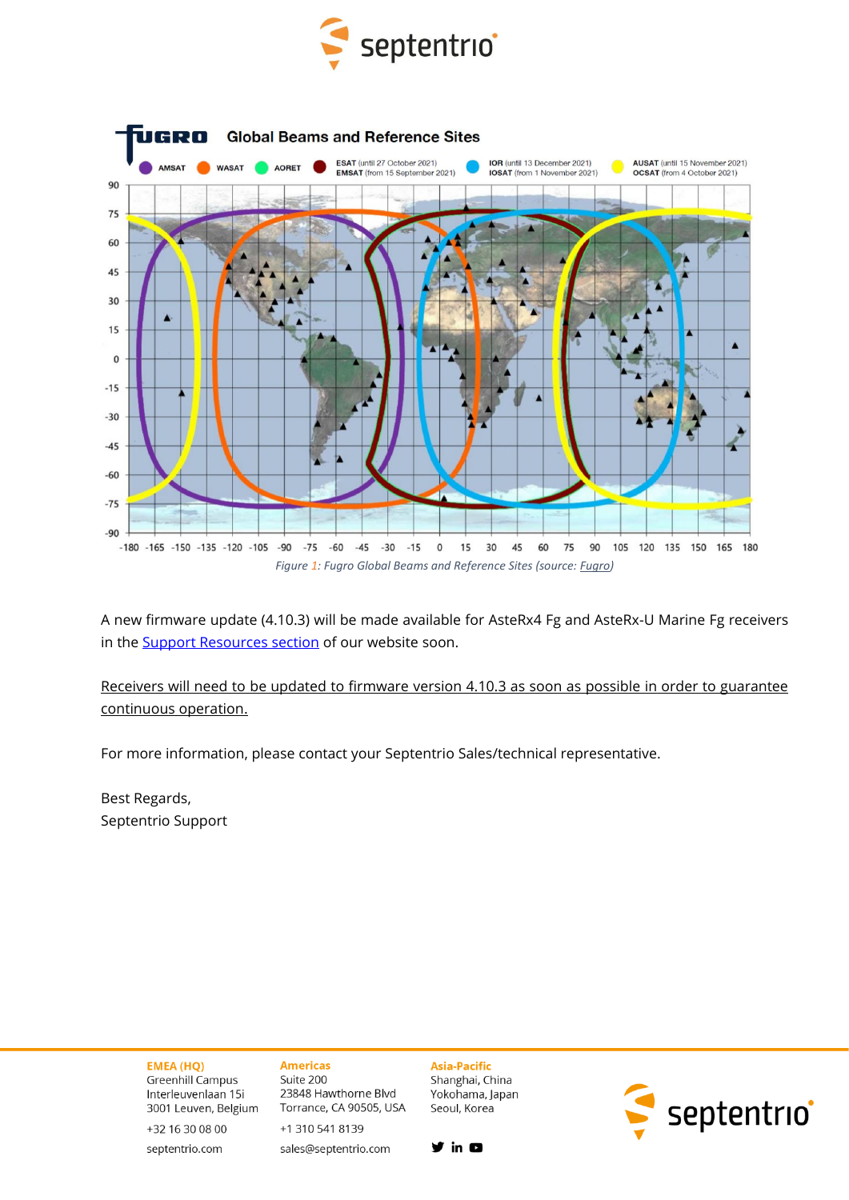FUGRO Global Beams and Reference Sites

AMSAT
WASAT
AORET
ESAT (until 27 October 2021)
EMSAT (from 15 September 2021)
IOR (until 13 December 2021)
IOSAT (from 1 November 2021)
AUSAT (until 15 November 2021)
OCSAT (from 4 October 2021)

90
75
60
45
30
15
0
-15
-30
-45
-60
-75
-90

-180 -165 -150 -135 -120 -105 -90 -75 -60 -45 -30 -15 0 15 30 45 60 75 90 105 120 135 150 165 180

*Figure 1: Fugro Global Beams and Reference Sites (source: Fugro)*

A new firmware update (4.10.3) will be made available for AsteRx4 Fg and AsteRx-U Marine Fg receivers in the Support Resources section of our website soon.

Receivers will need to be updated to firmware version 4.10.3 as soon as possible in order to guarantee continuous operation.

For more information, please contact your Septentrio Sales/technical representative.

Best Regards,
Septentrio Support